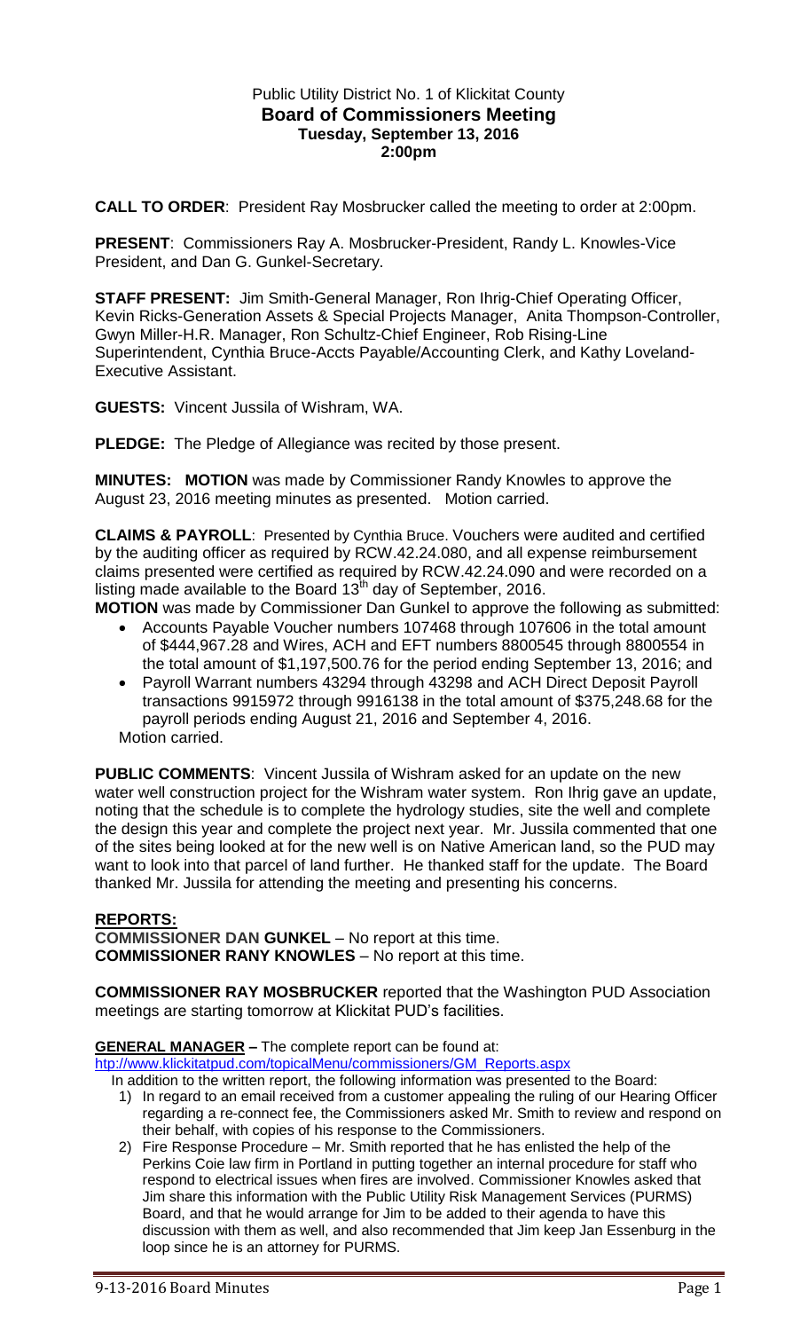Public Utility District No. 1 of Klickitat County
**Board of Commissioners Meeting**
**Tuesday, September 13, 2016**
**2:00pm**

**CALL TO ORDER**: President Ray Mosbrucker called the meeting to order at 2:00pm.

**PRESENT**: Commissioners Ray A. Mosbrucker-President, Randy L. Knowles-Vice President, and Dan G. Gunkel-Secretary.

**STAFF PRESENT:** Jim Smith-General Manager, Ron Ihrig-Chief Operating Officer, Kevin Ricks-Generation Assets & Special Projects Manager, Anita Thompson-Controller, Gwyn Miller-H.R. Manager, Ron Schultz-Chief Engineer, Rob Rising-Line Superintendent, Cynthia Bruce-Accts Payable/Accounting Clerk, and Kathy Loveland-Executive Assistant.

**GUESTS:** Vincent Jussila of Wishram, WA.

**PLEDGE:** The Pledge of Allegiance was recited by those present.

**MINUTES: MOTION** was made by Commissioner Randy Knowles to approve the August 23, 2016 meeting minutes as presented. Motion carried.

**CLAIMS & PAYROLL**: Presented by Cynthia Bruce. Vouchers were audited and certified by the auditing officer as required by RCW.42.24.080, and all expense reimbursement claims presented were certified as required by RCW.42.24.090 and were recorded on a listing made available to the Board 13th day of September, 2016.

**MOTION** was made by Commissioner Dan Gunkel to approve the following as submitted:

- Accounts Payable Voucher numbers 107468 through 107606 in the total amount of $444,967.28 and Wires, ACH and EFT numbers 8800545 through 8800554 in the total amount of $1,197,500.76 for the period ending September 13, 2016; and
- Payroll Warrant numbers 43294 through 43298 and ACH Direct Deposit Payroll transactions 9915972 through 9916138 in the total amount of $375,248.68 for the payroll periods ending August 21, 2016 and September 4, 2016.

Motion carried.

**PUBLIC COMMENTS**: Vincent Jussila of Wishram asked for an update on the new water well construction project for the Wishram water system. Ron Ihrig gave an update, noting that the schedule is to complete the hydrology studies, site the well and complete the design this year and complete the project next year. Mr. Jussila commented that one of the sites being looked at for the new well is on Native American land, so the PUD may want to look into that parcel of land further. He thanked staff for the update. The Board thanked Mr. Jussila for attending the meeting and presenting his concerns.

## **REPORTS:**

**COMMISSIONER DAN GUNKEL** – No report at this time.
**COMMISSIONER RANY KNOWLES** – No report at this time.

**COMMISSIONER RAY MOSBRUCKER** reported that the Washington PUD Association meetings are starting tomorrow at Klickitat PUD's facilities.

**GENERAL MANAGER –** The complete report can be found at:
htp://www.klickitatpud.com/topicalMenu/commissioners/GM_Reports.aspx

In addition to the written report, the following information was presented to the Board:

1) In regard to an email received from a customer appealing the ruling of our Hearing Officer regarding a re-connect fee, the Commissioners asked Mr. Smith to review and respond on their behalf, with copies of his response to the Commissioners.
2) Fire Response Procedure – Mr. Smith reported that he has enlisted the help of the Perkins Coie law firm in Portland in putting together an internal procedure for staff who respond to electrical issues when fires are involved. Commissioner Knowles asked that Jim share this information with the Public Utility Risk Management Services (PURMS) Board, and that he would arrange for Jim to be added to their agenda to have this discussion with them as well, and also recommended that Jim keep Jan Essenburg in the loop since he is an attorney for PURMS.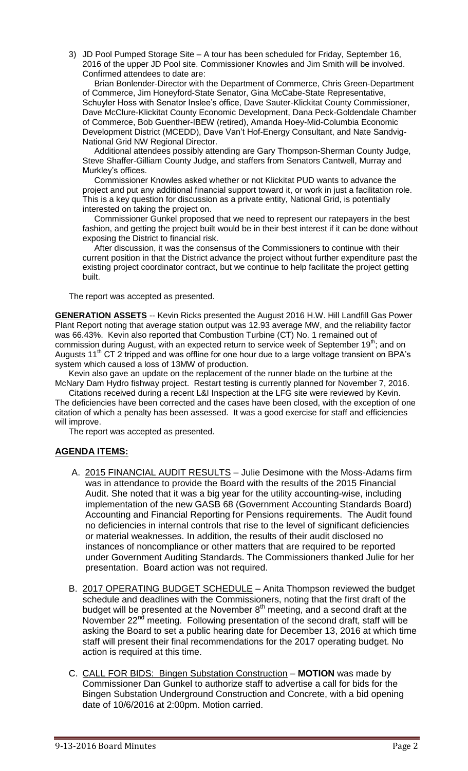3) JD Pool Pumped Storage Site – A tour has been scheduled for Friday, September 16, 2016 of the upper JD Pool site. Commissioner Knowles and Jim Smith will be involved. Confirmed attendees to date are:

   Brian Bonlender-Director with the Department of Commerce, Chris Green-Department of Commerce, Jim Honeyford-State Senator, Gina McCabe-State Representative, Schuyler Hoss with Senator Inslee's office, Dave Sauter-Klickitat County Commissioner, Dave McClure-Klickitat County Economic Development, Dana Peck-Goldendale Chamber of Commerce, Bob Guenther-IBEW (retired), Amanda Hoey-Mid-Columbia Economic Development District (MCEDD), Dave Van't Hof-Energy Consultant, and Nate Sandvig-National Grid NW Regional Director.

   Additional attendees possibly attending are Gary Thompson-Sherman County Judge, Steve Shaffer-Gilliam County Judge, and staffers from Senators Cantwell, Murray and Murkley's offices.

   Commissioner Knowles asked whether or not Klickitat PUD wants to advance the project and put any additional financial support toward it, or work in just a facilitation role. This is a key question for discussion as a private entity, National Grid, is potentially interested on taking the project on.

   Commissioner Gunkel proposed that we need to represent our ratepayers in the best fashion, and getting the project built would be in their best interest if it can be done without exposing the District to financial risk.

   After discussion, it was the consensus of the Commissioners to continue with their current position in that the District advance the project without further expenditure past the existing project coordinator contract, but we continue to help facilitate the project getting built.

The report was accepted as presented.

**GENERATION ASSETS** -- Kevin Ricks presented the August 2016 H.W. Hill Landfill Gas Power Plant Report noting that average station output was 12.93 average MW, and the reliability factor was 66.43%. Kevin also reported that Combustion Turbine (CT) No. 1 remained out of commission during August, with an expected return to service week of September 19th; and on Augusts 11th CT 2 tripped and was offline for one hour due to a large voltage transient on BPA's system which caused a loss of 13MW of production.

Kevin also gave an update on the replacement of the runner blade on the turbine at the McNary Dam Hydro fishway project. Restart testing is currently planned for November 7, 2016.

Citations received during a recent L&I Inspection at the LFG site were reviewed by Kevin. The deficiencies have been corrected and the cases have been closed, with the exception of one citation of which a penalty has been assessed. It was a good exercise for staff and efficiencies will improve.

The report was accepted as presented.

## AGENDA ITEMS:

A. 2015 FINANCIAL AUDIT RESULTS – Julie Desimone with the Moss-Adams firm was in attendance to provide the Board with the results of the 2015 Financial Audit. She noted that it was a big year for the utility accounting-wise, including implementation of the new GASB 68 (Government Accounting Standards Board) Accounting and Financial Reporting for Pensions requirements. The Audit found no deficiencies in internal controls that rise to the level of significant deficiencies or material weaknesses. In addition, the results of their audit disclosed no instances of noncompliance or other matters that are required to be reported under Government Auditing Standards. The Commissioners thanked Julie for her presentation. Board action was not required.

B. 2017 OPERATING BUDGET SCHEDULE – Anita Thompson reviewed the budget schedule and deadlines with the Commissioners, noting that the first draft of the budget will be presented at the November 8th meeting, and a second draft at the November 22nd meeting. Following presentation of the second draft, staff will be asking the Board to set a public hearing date for December 13, 2016 at which time staff will present their final recommendations for the 2017 operating budget. No action is required at this time.

C. CALL FOR BIDS: Bingen Substation Construction – **MOTION** was made by Commissioner Dan Gunkel to authorize staff to advertise a call for bids for the Bingen Substation Underground Construction and Concrete, with a bid opening date of 10/6/2016 at 2:00pm. Motion carried.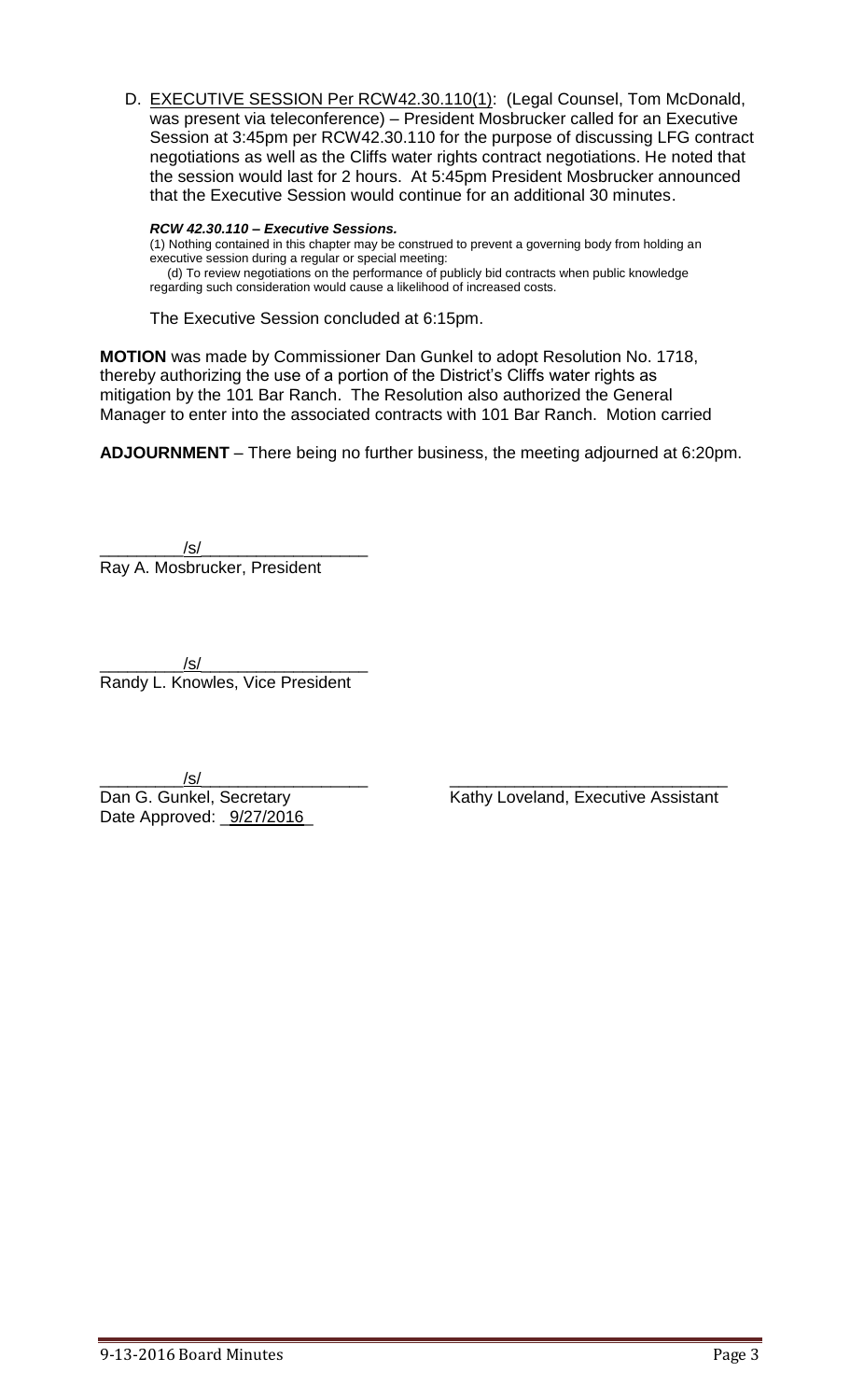D. <u>EXECUTIVE SESSION Per RCW42.30.110(1)</u>: (Legal Counsel, Tom McDonald, was present via teleconference) – President Mosbrucker called for an Executive Session at 3:45pm per RCW42.30.110 for the purpose of discussing LFG contract negotiations as well as the Cliffs water rights contract negotiations. He noted that the session would last for 2 hours. At 5:45pm President Mosbrucker announced that the Executive Session would continue for an additional 30 minutes.

***RCW 42.30.110 – Executive Sessions.***

(1) Nothing contained in this chapter may be construed to prevent a governing body from holding an executive session during a regular or special meeting:

(d) To review negotiations on the performance of publicly bid contracts when public knowledge regarding such consideration would cause a likelihood of increased costs.

The Executive Session concluded at 6:15pm.

**MOTION** was made by Commissioner Dan Gunkel to adopt Resolution No. 1718, thereby authorizing the use of a portion of the District's Cliffs water rights as mitigation by the 101 Bar Ranch. The Resolution also authorized the General Manager to enter into the associated contracts with 101 Bar Ranch. Motion carried

**ADJOURNMENT** – There being no further business, the meeting adjourned at 6:20pm.

/s/
Ray A. Mosbrucker, President

/s/
Randy L. Knowles, Vice President

/s/
Dan G. Gunkel, Secretary
Date Approved: 9/27/2016

Kathy Loveland, Executive Assistant